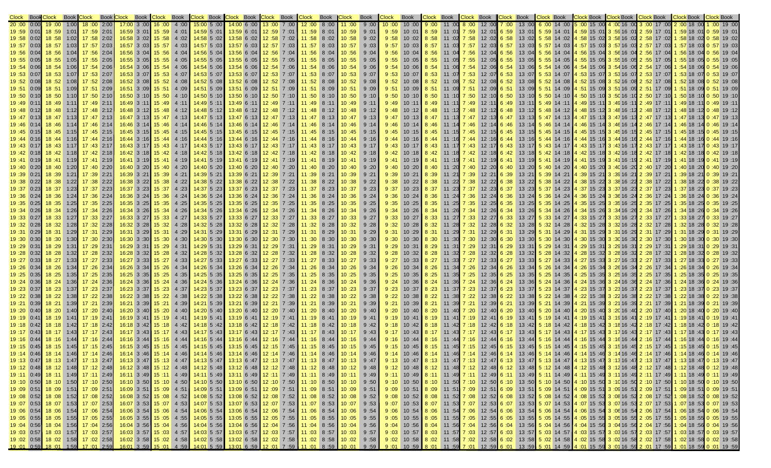| Clock | Book | Clock | Book | Clock | Book | Clock | Book | Clock | Book | Clock | Book | Clock | Book | Clock | Book | Clock | Book | Clock | Book | Clock | Book | Clock | Book | Clock | Book | Clock | Book | Clock | Book | Clock | Book | Clock | Book | Clock | Book | Clock | Book | Clock | Book |
|---|---|---|---|---|---|---|---|---|---|---|---|---|---|---|---|---|---|---|---|---|---|---|---|---|---|---|---|---|---|---|---|---|---|---|---|---|---|---|---|
| 20:00 | 0:00 | 19:00 | 1:00 | 18:00 | 2:00 | 17:00 | 3:00 | 16:00 | 4:00 | 15:00 | 5:00 | 14:00 | 6:00 | 13:00 | 7:00 | 12:00 | 8:00 | 11:00 | 9:00 | 10:00 | 10:00 | 9:00 | 11:00 | 8:00 | 12:00 | 7:00 | 13:00 | 6:00 | 14:00 | 5:00 | 15:00 | 4:00 | 16:00 | 3:00 | 17:00 | 2:00 | 18:00 | 1:00 | 19:00 |
| 19:59 | 0:01 | 18:59 | 1:01 | 17:59 | 2:01 | 16:59 | 3:01 | 15:59 | 4:01 | 14:59 | 5:01 | 13:59 | 6:01 | 12:59 | 7:01 | 11:59 | 8:01 | 10:59 | 9:01 | 9:59 | 10:01 | 8:59 | 11:01 | 7:59 | 12:01 | 6:59 | 13:01 | 5:59 | 14:01 | 4:59 | 15:01 | 3:59 | 16:01 | 2:59 | 17:01 | 1:59 | 18:01 | 0:59 | 19:01 |
| 19:58 | 0:02 | 18:58 | 1:02 | 17:58 | 2:02 | 16:58 | 3:02 | 15:58 | 4:02 | 14:58 | 5:02 | 13:58 | 6:02 | 12:58 | 7:02 | 11:58 | 8:02 | 10:58 | 9:02 | 9:58 | 10:02 | 8:58 | 11:02 | 7:58 | 12:02 | 6:58 | 13:02 | 5:58 | 14:02 | 4:58 | 15:02 | 3:58 | 16:02 | 2:58 | 17:02 | 1:58 | 18:02 | 0:58 | 19:02 |
| 19:57 | 0:03 | 18:57 | 1:03 | 17:57 | 2:03 | 16:57 | 3:03 | 15:57 | 4:03 | 14:57 | 5:03 | 13:57 | 6:03 | 12:57 | 7:03 | 11:57 | 8:03 | 10:57 | 9:03 | 9:57 | 10:03 | 8:57 | 11:03 | 7:57 | 12:03 | 6:57 | 13:03 | 5:57 | 14:03 | 4:57 | 15:03 | 3:57 | 16:03 | 2:57 | 17:03 | 1:57 | 18:03 | 0:57 | 19:03 |
| 19:56 | 0:04 | 18:56 | 1:04 | 17:56 | 2:04 | 16:56 | 3:04 | 15:56 | 4:04 | 14:56 | 5:04 | 13:56 | 6:04 | 12:56 | 7:04 | 11:56 | 8:04 | 10:56 | 9:04 | 9:56 | 10:04 | 8:56 | 11:04 | 7:56 | 12:04 | 6:56 | 13:04 | 5:56 | 14:04 | 4:56 | 15:04 | 3:56 | 16:04 | 2:56 | 17:04 | 1:56 | 18:04 | 0:56 | 19:04 |
| 19:55 | 0:05 | 18:55 | 1:05 | 17:55 | 2:05 | 16:55 | 3:05 | 15:55 | 4:05 | 14:55 | 5:05 | 13:55 | 6:05 | 12:55 | 7:05 | 11:55 | 8:05 | 10:55 | 9:05 | 9:55 | 10:05 | 8:55 | 11:05 | 7:55 | 12:05 | 6:55 | 13:05 | 5:55 | 14:05 | 4:55 | 15:05 | 3:55 | 16:05 | 2:55 | 17:05 | 1:55 | 18:05 | 0:55 | 19:05 |
| 19:54 | 0:06 | 18:54 | 1:06 | 17:54 | 2:06 | 16:54 | 3:06 | 15:54 | 4:06 | 14:54 | 5:06 | 13:54 | 6:06 | 12:54 | 7:06 | 11:54 | 8:06 | 10:54 | 9:06 | 9:54 | 10:06 | 8:54 | 11:06 | 7:54 | 12:06 | 6:54 | 13:06 | 5:54 | 14:06 | 4:54 | 15:06 | 3:54 | 16:06 | 2:54 | 17:06 | 1:54 | 18:06 | 0:54 | 19:06 |
| 19:53 | 0:07 | 18:53 | 1:07 | 17:53 | 2:07 | 16:53 | 3:07 | 15:53 | 4:07 | 14:53 | 5:07 | 13:53 | 6:07 | 12:53 | 7:07 | 11:53 | 8:07 | 10:53 | 9:07 | 9:53 | 10:07 | 8:53 | 11:07 | 7:53 | 12:07 | 6:53 | 13:07 | 5:53 | 14:07 | 4:53 | 15:07 | 3:53 | 16:07 | 2:53 | 17:07 | 1:53 | 18:07 | 0:53 | 19:07 |
| 19:52 | 0:08 | 18:52 | 1:08 | 17:52 | 2:08 | 16:52 | 3:08 | 15:52 | 4:08 | 14:52 | 5:08 | 13:52 | 6:08 | 12:52 | 7:08 | 11:52 | 8:08 | 10:52 | 9:08 | 9:52 | 10:08 | 8:52 | 11:08 | 7:52 | 12:08 | 6:52 | 13:08 | 5:52 | 14:08 | 4:52 | 15:08 | 3:52 | 16:08 | 2:52 | 17:08 | 1:52 | 18:08 | 0:52 | 19:08 |
| 19:51 | 0:09 | 18:51 | 1:09 | 17:51 | 2:09 | 16:51 | 3:09 | 15:51 | 4:09 | 14:51 | 5:09 | 13:51 | 6:09 | 12:51 | 7:09 | 11:51 | 8:09 | 10:51 | 9:09 | 9:51 | 10:09 | 8:51 | 11:09 | 7:51 | 12:09 | 6:51 | 13:09 | 5:51 | 14:09 | 4:51 | 15:09 | 3:51 | 16:09 | 2:51 | 17:09 | 1:51 | 18:09 | 0:51 | 19:09 |
| 19:50 | 0:10 | 18:50 | 1:10 | 17:50 | 2:10 | 16:50 | 3:10 | 15:50 | 4:10 | 14:50 | 5:10 | 13:50 | 6:10 | 12:50 | 7:10 | 11:50 | 8:10 | 10:50 | 9:10 | 9:50 | 10:10 | 8:50 | 11:10 | 7:50 | 12:10 | 6:50 | 13:10 | 5:50 | 14:10 | 4:50 | 15:10 | 3:50 | 16:10 | 2:50 | 17:10 | 1:50 | 18:10 | 0:50 | 19:10 |
| 19:49 | 0:11 | 18:49 | 1:11 | 17:49 | 2:11 | 16:49 | 3:11 | 15:49 | 4:11 | 14:49 | 5:11 | 13:49 | 6:11 | 12:49 | 7:11 | 11:49 | 8:11 | 10:49 | 9:11 | 9:49 | 10:11 | 8:49 | 11:11 | 7:49 | 12:11 | 6:49 | 13:11 | 5:49 | 14:11 | 4:49 | 15:11 | 3:49 | 16:11 | 2:49 | 17:11 | 1:49 | 18:11 | 0:49 | 19:11 |
| 19:48 | 0:12 | 18:48 | 1:12 | 17:48 | 2:12 | 16:48 | 3:12 | 15:48 | 4:12 | 14:48 | 5:12 | 13:48 | 6:12 | 12:48 | 7:12 | 11:48 | 8:12 | 10:48 | 9:12 | 9:48 | 10:12 | 8:48 | 11:12 | 7:48 | 12:12 | 6:48 | 13:12 | 5:48 | 14:12 | 4:48 | 15:12 | 3:48 | 16:12 | 2:48 | 17:12 | 1:48 | 18:12 | 0:48 | 19:12 |
| 19:47 | 0:13 | 18:47 | 1:13 | 17:47 | 2:13 | 16:47 | 3:13 | 15:47 | 4:13 | 14:47 | 5:13 | 13:47 | 6:13 | 12:47 | 7:13 | 11:47 | 8:13 | 10:47 | 9:13 | 9:47 | 10:13 | 8:47 | 11:13 | 7:47 | 12:13 | 6:47 | 13:13 | 5:47 | 14:13 | 4:47 | 15:13 | 3:47 | 16:13 | 2:47 | 17:13 | 1:47 | 18:13 | 0:47 | 19:13 |
| 19:46 | 0:14 | 18:46 | 1:14 | 17:46 | 2:14 | 16:46 | 3:14 | 15:46 | 4:14 | 14:46 | 5:14 | 13:46 | 6:14 | 12:46 | 7:14 | 11:46 | 8:14 | 10:46 | 9:14 | 9:46 | 10:14 | 8:46 | 11:14 | 7:46 | 12:14 | 6:46 | 13:14 | 5:46 | 14:14 | 4:46 | 15:14 | 3:46 | 16:14 | 2:46 | 17:14 | 1:46 | 18:14 | 0:46 | 19:14 |
| 19:45 | 0:15 | 18:45 | 1:15 | 17:45 | 2:15 | 16:45 | 3:15 | 15:45 | 4:15 | 14:45 | 5:15 | 13:45 | 6:15 | 12:45 | 7:15 | 11:45 | 8:15 | 10:45 | 9:15 | 9:45 | 10:15 | 8:45 | 11:15 | 7:45 | 12:15 | 6:45 | 13:15 | 5:45 | 14:15 | 4:45 | 15:15 | 3:45 | 16:15 | 2:45 | 17:15 | 1:45 | 18:15 | 0:45 | 19:15 |
| 19:44 | 0:16 | 18:44 | 1:16 | 17:44 | 2:16 | 16:44 | 3:16 | 15:44 | 4:16 | 14:44 | 5:16 | 13:44 | 6:16 | 12:44 | 7:16 | 11:44 | 8:16 | 10:44 | 9:16 | 9:44 | 10:16 | 8:44 | 11:16 | 7:44 | 12:16 | 6:44 | 13:16 | 5:44 | 14:16 | 4:44 | 15:16 | 3:44 | 16:16 | 2:44 | 17:16 | 1:44 | 18:16 | 0:44 | 19:16 |
| 19:43 | 0:17 | 18:43 | 1:17 | 17:43 | 2:17 | 16:43 | 3:17 | 15:43 | 4:17 | 14:43 | 5:17 | 13:43 | 6:17 | 12:43 | 7:17 | 11:43 | 8:17 | 10:43 | 9:17 | 9:43 | 10:17 | 8:43 | 11:17 | 7:43 | 12:17 | 6:43 | 13:17 | 5:43 | 14:17 | 4:43 | 15:17 | 3:43 | 16:17 | 2:43 | 17:17 | 1:43 | 18:17 | 0:43 | 19:17 |
| 19:42 | 0:18 | 18:42 | 1:18 | 17:42 | 2:18 | 16:42 | 3:18 | 15:42 | 4:18 | 14:42 | 5:18 | 13:42 | 6:18 | 12:42 | 7:18 | 11:42 | 8:18 | 10:42 | 9:18 | 9:42 | 10:18 | 8:42 | 11:18 | 7:42 | 12:18 | 6:42 | 13:18 | 5:42 | 14:18 | 4:42 | 15:18 | 3:42 | 16:18 | 2:42 | 17:18 | 1:42 | 18:18 | 0:42 | 19:18 |
| 19:41 | 0:19 | 18:41 | 1:19 | 17:41 | 2:19 | 16:41 | 3:19 | 15:41 | 4:19 | 14:41 | 5:19 | 13:41 | 6:19 | 12:41 | 7:19 | 11:41 | 8:19 | 10:41 | 9:19 | 9:41 | 10:19 | 8:41 | 11:19 | 7:41 | 12:19 | 6:41 | 13:19 | 5:41 | 14:19 | 4:41 | 15:19 | 3:41 | 16:19 | 2:41 | 17:19 | 1:41 | 18:19 | 0:41 | 19:19 |
| 19:40 | 0:20 | 18:40 | 1:20 | 17:40 | 2:20 | 16:40 | 3:20 | 15:40 | 4:20 | 14:40 | 5:20 | 13:40 | 6:20 | 12:40 | 7:20 | 11:40 | 8:20 | 10:40 | 9:20 | 9:40 | 10:20 | 8:40 | 11:20 | 7:40 | 12:20 | 6:40 | 13:20 | 5:40 | 14:20 | 4:40 | 15:20 | 3:40 | 16:20 | 2:40 | 17:20 | 1:40 | 18:20 | 0:40 | 19:20 |
| 19:39 | 0:21 | 18:39 | 1:21 | 17:39 | 2:21 | 16:39 | 3:21 | 15:39 | 4:21 | 14:39 | 5:21 | 13:39 | 6:21 | 12:39 | 7:21 | 11:39 | 8:21 | 10:39 | 9:21 | 9:39 | 10:21 | 8:39 | 11:21 | 7:39 | 12:21 | 6:39 | 13:21 | 5:39 | 14:21 | 4:39 | 15:21 | 3:39 | 16:21 | 2:39 | 17:21 | 1:39 | 18:21 | 0:39 | 19:21 |
| 19:38 | 0:22 | 18:38 | 1:22 | 17:38 | 2:22 | 16:38 | 3:22 | 15:38 | 4:22 | 14:38 | 5:22 | 13:38 | 6:22 | 12:38 | 7:22 | 11:38 | 8:22 | 10:38 | 9:22 | 9:38 | 10:22 | 8:38 | 11:22 | 7:38 | 12:22 | 6:38 | 13:22 | 5:38 | 14:22 | 4:38 | 15:22 | 3:38 | 16:22 | 2:38 | 17:22 | 1:38 | 18:22 | 0:38 | 19:22 |
| 19:37 | 0:23 | 18:37 | 1:23 | 17:37 | 2:23 | 16:37 | 3:23 | 15:37 | 4:23 | 14:37 | 5:23 | 13:37 | 6:23 | 12:37 | 7:23 | 11:37 | 8:23 | 10:37 | 9:23 | 9:37 | 10:23 | 8:37 | 11:23 | 7:37 | 12:23 | 6:37 | 13:23 | 5:37 | 14:23 | 4:37 | 15:23 | 3:37 | 16:23 | 2:37 | 17:23 | 1:37 | 18:23 | 0:37 | 19:23 |
| 19:36 | 0:24 | 18:36 | 1:24 | 17:36 | 2:24 | 16:36 | 3:24 | 15:36 | 4:24 | 14:36 | 5:24 | 13:36 | 6:24 | 12:36 | 7:24 | 11:36 | 8:24 | 10:36 | 9:24 | 9:36 | 10:24 | 8:36 | 11:24 | 7:36 | 12:24 | 6:36 | 13:24 | 5:36 | 14:24 | 4:36 | 15:24 | 3:36 | 16:24 | 2:36 | 17:24 | 1:36 | 18:24 | 0:36 | 19:24 |
| 19:35 | 0:25 | 18:35 | 1:25 | 17:35 | 2:25 | 16:35 | 3:25 | 15:35 | 4:25 | 14:35 | 5:25 | 13:35 | 6:25 | 12:35 | 7:25 | 11:35 | 8:25 | 10:35 | 9:25 | 9:35 | 10:25 | 8:35 | 11:25 | 7:35 | 12:25 | 6:35 | 13:25 | 5:35 | 14:25 | 4:35 | 15:25 | 3:35 | 16:25 | 2:35 | 17:25 | 1:35 | 18:25 | 0:35 | 19:25 |
| 19:34 | 0:26 | 18:34 | 1:26 | 17:34 | 2:26 | 16:34 | 3:26 | 15:34 | 4:26 | 14:34 | 5:26 | 13:34 | 6:26 | 12:34 | 7:26 | 11:34 | 8:26 | 10:34 | 9:26 | 9:34 | 10:26 | 8:34 | 11:26 | 7:34 | 12:26 | 6:34 | 13:26 | 5:34 | 14:26 | 4:34 | 15:26 | 3:34 | 16:26 | 2:34 | 17:26 | 1:34 | 18:26 | 0:34 | 19:26 |
| 19:33 | 0:27 | 18:33 | 1:27 | 17:33 | 2:27 | 16:33 | 3:27 | 15:33 | 4:27 | 14:33 | 5:27 | 13:33 | 6:27 | 12:33 | 7:27 | 11:33 | 8:27 | 10:33 | 9:27 | 9:33 | 10:27 | 8:33 | 11:27 | 7:33 | 12:27 | 6:33 | 13:27 | 5:33 | 14:27 | 4:33 | 15:27 | 3:33 | 16:27 | 2:33 | 17:27 | 1:33 | 18:27 | 0:33 | 19:27 |
| 19:32 | 0:28 | 18:32 | 1:28 | 17:32 | 2:28 | 16:32 | 3:28 | 15:32 | 4:28 | 14:32 | 5:28 | 13:32 | 6:28 | 12:32 | 7:28 | 11:32 | 8:28 | 10:32 | 9:28 | 9:32 | 10:28 | 8:32 | 11:28 | 7:32 | 12:28 | 6:32 | 13:28 | 5:32 | 14:28 | 4:32 | 15:28 | 3:32 | 16:28 | 2:32 | 17:28 | 1:32 | 18:28 | 0:32 | 19:28 |
| 19:31 | 0:29 | 18:31 | 1:29 | 17:31 | 2:29 | 16:31 | 3:29 | 15:31 | 4:29 | 14:31 | 5:29 | 13:31 | 6:29 | 12:31 | 7:29 | 11:31 | 8:29 | 10:31 | 9:29 | 9:31 | 10:29 | 8:31 | 11:29 | 7:31 | 12:29 | 6:31 | 13:29 | 5:31 | 14:29 | 4:31 | 15:29 | 3:31 | 16:29 | 2:31 | 17:29 | 1:31 | 18:29 | 0:31 | 19:29 |
| 19:30 | 0:30 | 18:30 | 1:30 | 17:30 | 2:30 | 16:30 | 3:30 | 15:30 | 4:30 | 14:30 | 5:30 | 13:30 | 6:30 | 12:30 | 7:30 | 11:30 | 8:30 | 10:30 | 9:30 | 9:30 | 10:30 | 8:30 | 11:30 | 7:30 | 12:30 | 6:30 | 13:30 | 5:30 | 14:30 | 4:30 | 15:30 | 3:30 | 16:30 | 2:30 | 17:30 | 1:30 | 18:30 | 0:30 | 19:30 |
| 19:29 | 0:31 | 18:29 | 1:31 | 17:29 | 2:31 | 16:29 | 3:31 | 15:29 | 4:31 | 14:29 | 5:31 | 13:29 | 6:31 | 12:29 | 7:31 | 11:29 | 8:31 | 10:29 | 9:31 | 9:29 | 10:31 | 8:29 | 11:31 | 7:29 | 12:31 | 6:29 | 13:31 | 5:29 | 14:31 | 4:29 | 15:31 | 3:29 | 16:31 | 2:29 | 17:31 | 1:29 | 18:31 | 0:29 | 19:31 |
| 19:28 | 0:32 | 18:28 | 1:32 | 17:28 | 2:32 | 16:28 | 3:32 | 15:28 | 4:32 | 14:28 | 5:32 | 13:28 | 6:32 | 12:28 | 7:32 | 11:28 | 8:32 | 10:28 | 9:32 | 9:28 | 10:32 | 8:28 | 11:32 | 7:28 | 12:32 | 6:28 | 13:32 | 5:28 | 14:32 | 4:28 | 15:32 | 3:28 | 16:32 | 2:28 | 17:32 | 1:28 | 18:32 | 0:28 | 19:32 |
| 19:27 | 0:33 | 18:27 | 1:33 | 17:27 | 2:33 | 16:27 | 3:33 | 15:27 | 4:33 | 14:27 | 5:33 | 13:27 | 6:33 | 12:27 | 7:33 | 11:27 | 8:33 | 10:27 | 9:33 | 9:27 | 10:33 | 8:27 | 11:33 | 7:27 | 12:33 | 6:27 | 13:33 | 5:27 | 14:33 | 4:27 | 15:33 | 3:27 | 16:33 | 2:27 | 17:33 | 1:27 | 18:33 | 0:27 | 19:33 |
| 19:26 | 0:34 | 18:26 | 1:34 | 17:26 | 2:34 | 16:26 | 3:34 | 15:26 | 4:34 | 14:26 | 5:34 | 13:26 | 6:34 | 12:26 | 7:34 | 11:26 | 8:34 | 10:26 | 9:34 | 9:26 | 10:34 | 8:26 | 11:34 | 7:26 | 12:34 | 6:26 | 13:34 | 5:26 | 14:34 | 4:26 | 15:34 | 3:26 | 16:34 | 2:26 | 17:34 | 1:26 | 18:34 | 0:26 | 19:34 |
| 19:25 | 0:35 | 18:25 | 1:35 | 17:25 | 2:35 | 16:25 | 3:35 | 15:25 | 4:35 | 14:25 | 5:35 | 13:25 | 6:35 | 12:25 | 7:35 | 11:25 | 8:35 | 10:25 | 9:35 | 9:25 | 10:35 | 8:25 | 11:35 | 7:25 | 12:35 | 6:25 | 13:35 | 5:25 | 14:35 | 4:25 | 15:35 | 3:25 | 16:35 | 2:25 | 17:35 | 1:25 | 18:35 | 0:25 | 19:35 |
| 19:24 | 0:36 | 18:24 | 1:36 | 17:24 | 2:36 | 16:24 | 3:36 | 15:24 | 4:36 | 14:24 | 5:36 | 13:24 | 6:36 | 12:24 | 7:36 | 11:24 | 8:36 | 10:24 | 9:36 | 9:24 | 10:36 | 8:24 | 11:36 | 7:24 | 12:36 | 6:24 | 13:36 | 5:24 | 14:36 | 4:24 | 15:36 | 3:24 | 16:36 | 2:24 | 17:36 | 1:24 | 18:36 | 0:24 | 19:36 |
| 19:23 | 0:37 | 18:23 | 1:37 | 17:23 | 2:37 | 16:23 | 3:37 | 15:23 | 4:37 | 14:23 | 5:37 | 13:23 | 6:37 | 12:23 | 7:37 | 11:23 | 8:37 | 10:23 | 9:37 | 9:23 | 10:37 | 8:23 | 11:37 | 7:23 | 12:37 | 6:23 | 13:37 | 5:23 | 14:37 | 4:23 | 15:37 | 3:23 | 16:37 | 2:23 | 17:37 | 1:23 | 18:37 | 0:23 | 19:37 |
| 19:22 | 0:38 | 18:22 | 1:38 | 17:22 | 2:38 | 16:22 | 3:38 | 15:22 | 4:38 | 14:22 | 5:38 | 13:22 | 6:38 | 12:22 | 7:38 | 11:22 | 8:38 | 10:22 | 9:38 | 9:22 | 10:38 | 8:22 | 11:38 | 7:22 | 12:38 | 6:22 | 13:38 | 5:22 | 14:38 | 4:22 | 15:38 | 3:22 | 16:38 | 2:22 | 17:38 | 1:22 | 18:38 | 0:22 | 19:38 |
| 19:21 | 0:39 | 18:21 | 1:39 | 17:21 | 2:39 | 16:21 | 3:39 | 15:21 | 4:39 | 14:21 | 5:39 | 13:21 | 6:39 | 12:21 | 7:39 | 11:21 | 8:39 | 10:21 | 9:39 | 9:21 | 10:39 | 8:21 | 11:39 | 7:21 | 12:39 | 6:21 | 13:39 | 5:21 | 14:39 | 4:21 | 15:39 | 3:21 | 16:39 | 2:21 | 17:39 | 1:21 | 18:39 | 0:21 | 19:39 |
| 19:20 | 0:40 | 18:20 | 1:40 | 17:20 | 2:40 | 16:20 | 3:40 | 15:20 | 4:40 | 14:20 | 5:40 | 13:20 | 6:40 | 12:20 | 7:40 | 11:20 | 8:40 | 10:20 | 9:40 | 9:20 | 10:40 | 8:20 | 11:40 | 7:20 | 12:40 | 6:20 | 13:40 | 5:20 | 14:40 | 4:20 | 15:40 | 3:20 | 16:40 | 2:20 | 17:40 | 1:20 | 18:40 | 0:20 | 19:40 |
| 19:19 | 0:41 | 18:19 | 1:41 | 17:19 | 2:41 | 16:19 | 3:41 | 15:19 | 4:41 | 14:19 | 5:41 | 13:19 | 6:41 | 12:19 | 7:41 | 11:19 | 8:41 | 10:19 | 9:41 | 9:19 | 10:41 | 8:19 | 11:41 | 7:19 | 12:41 | 6:19 | 13:41 | 5:19 | 14:41 | 4:19 | 15:41 | 3:19 | 16:41 | 2:19 | 17:41 | 1:19 | 18:41 | 0:19 | 19:41 |
| 19:18 | 0:42 | 18:18 | 1:42 | 17:18 | 2:42 | 16:18 | 3:42 | 15:18 | 4:42 | 14:18 | 5:42 | 13:18 | 6:42 | 12:18 | 7:42 | 11:18 | 8:42 | 10:18 | 9:42 | 9:18 | 10:42 | 8:18 | 11:42 | 7:18 | 12:42 | 6:18 | 13:42 | 5:18 | 14:42 | 4:18 | 15:42 | 3:18 | 16:42 | 2:18 | 17:42 | 1:18 | 18:42 | 0:18 | 19:42 |
| 19:17 | 0:43 | 18:17 | 1:43 | 17:17 | 2:43 | 16:17 | 3:43 | 15:17 | 4:43 | 14:17 | 5:43 | 13:17 | 6:43 | 12:17 | 7:43 | 11:17 | 8:43 | 10:17 | 9:43 | 9:17 | 10:43 | 8:17 | 11:43 | 7:17 | 12:43 | 6:17 | 13:43 | 5:17 | 14:43 | 4:17 | 15:43 | 3:17 | 16:43 | 2:17 | 17:43 | 1:17 | 18:43 | 0:17 | 19:43 |
| 19:16 | 0:44 | 18:16 | 1:44 | 17:16 | 2:44 | 16:16 | 3:44 | 15:16 | 4:44 | 14:16 | 5:44 | 13:16 | 6:44 | 12:16 | 7:44 | 11:16 | 8:44 | 10:16 | 9:44 | 9:16 | 10:44 | 8:16 | 11:44 | 7:16 | 12:44 | 6:16 | 13:44 | 5:16 | 14:44 | 4:16 | 15:44 | 3:16 | 16:44 | 2:16 | 17:44 | 1:16 | 18:44 | 0:16 | 19:44 |
| 19:15 | 0:45 | 18:15 | 1:45 | 17:15 | 2:45 | 16:15 | 3:45 | 15:15 | 4:45 | 14:15 | 5:45 | 13:15 | 6:45 | 12:15 | 7:45 | 11:15 | 8:45 | 10:15 | 9:45 | 9:15 | 10:45 | 8:15 | 11:45 | 7:15 | 12:45 | 6:15 | 13:45 | 5:15 | 14:45 | 4:15 | 15:45 | 3:15 | 16:45 | 2:15 | 17:45 | 1:15 | 18:45 | 0:15 | 19:45 |
| 19:14 | 0:46 | 18:14 | 1:46 | 17:14 | 2:46 | 16:14 | 3:46 | 15:14 | 4:46 | 14:14 | 5:46 | 13:14 | 6:46 | 12:14 | 7:46 | 11:14 | 8:46 | 10:14 | 9:46 | 9:14 | 10:46 | 8:14 | 11:46 | 7:14 | 12:46 | 6:14 | 13:46 | 5:14 | 14:46 | 4:14 | 15:46 | 3:14 | 16:46 | 2:14 | 17:46 | 1:14 | 18:46 | 0:14 | 19:46 |
| 19:13 | 0:47 | 18:13 | 1:47 | 17:13 | 2:47 | 16:13 | 3:47 | 15:13 | 4:47 | 14:13 | 5:47 | 13:13 | 6:47 | 12:13 | 7:47 | 11:13 | 8:47 | 10:13 | 9:47 | 9:13 | 10:47 | 8:13 | 11:47 | 7:13 | 12:47 | 6:13 | 13:47 | 5:13 | 14:47 | 4:13 | 15:47 | 3:13 | 16:47 | 2:13 | 17:47 | 1:13 | 18:47 | 0:13 | 19:47 |
| 19:12 | 0:48 | 18:12 | 1:48 | 17:12 | 2:48 | 16:12 | 3:48 | 15:12 | 4:48 | 14:12 | 5:48 | 13:12 | 6:48 | 12:12 | 7:48 | 11:12 | 8:48 | 10:12 | 9:48 | 9:12 | 10:48 | 8:12 | 11:48 | 7:12 | 12:48 | 6:12 | 13:48 | 5:12 | 14:48 | 4:12 | 15:48 | 3:12 | 16:48 | 2:12 | 17:48 | 1:12 | 18:48 | 0:12 | 19:48 |
| 19:11 | 0:49 | 18:11 | 1:49 | 17:11 | 2:49 | 16:11 | 3:49 | 15:11 | 4:49 | 14:11 | 5:49 | 13:11 | 6:49 | 12:11 | 7:49 | 11:11 | 8:49 | 10:11 | 9:49 | 9:11 | 10:49 | 8:11 | 11:49 | 7:11 | 12:49 | 6:11 | 13:49 | 5:11 | 14:49 | 4:11 | 15:49 | 3:11 | 16:49 | 2:11 | 17:49 | 1:11 | 18:49 | 0:11 | 19:49 |
| 19:10 | 0:50 | 18:10 | 1:50 | 17:10 | 2:50 | 16:10 | 3:50 | 15:10 | 4:50 | 14:10 | 5:50 | 13:10 | 6:50 | 12:10 | 7:50 | 11:10 | 8:50 | 10:10 | 9:50 | 9:10 | 10:50 | 8:10 | 11:50 | 7:10 | 12:50 | 6:10 | 13:50 | 5:10 | 14:50 | 4:10 | 15:50 | 3:10 | 16:50 | 2:10 | 17:50 | 1:10 | 18:50 | 0:10 | 19:50 |
| 19:09 | 0:51 | 18:09 | 1:51 | 17:09 | 2:51 | 16:09 | 3:51 | 15:09 | 4:51 | 14:09 | 5:51 | 13:09 | 6:51 | 12:09 | 7:51 | 11:09 | 8:51 | 10:09 | 9:51 | 9:09 | 10:51 | 8:09 | 11:51 | 7:09 | 12:51 | 6:09 | 13:51 | 5:09 | 14:51 | 4:09 | 15:51 | 3:09 | 16:51 | 2:09 | 17:51 | 1:09 | 18:51 | 0:09 | 19:51 |
| 19:08 | 0:52 | 18:08 | 1:52 | 17:08 | 2:52 | 16:08 | 3:52 | 15:08 | 4:52 | 14:08 | 5:52 | 13:08 | 6:52 | 12:08 | 7:52 | 11:08 | 8:52 | 10:08 | 9:52 | 9:08 | 10:52 | 8:08 | 11:52 | 7:08 | 12:52 | 6:08 | 13:52 | 5:08 | 14:52 | 4:08 | 15:52 | 3:08 | 16:52 | 2:08 | 17:52 | 1:08 | 18:52 | 0:08 | 19:52 |
| 19:07 | 0:53 | 18:07 | 1:53 | 17:07 | 2:53 | 16:07 | 3:53 | 15:07 | 4:53 | 14:07 | 5:53 | 13:07 | 6:53 | 12:07 | 7:53 | 11:07 | 8:53 | 10:07 | 9:53 | 9:07 | 10:53 | 8:07 | 11:53 | 7:07 | 12:53 | 6:07 | 13:53 | 5:07 | 14:53 | 4:07 | 15:53 | 3:07 | 16:53 | 2:07 | 17:53 | 1:07 | 18:53 | 0:07 | 19:53 |
| 19:06 | 0:54 | 18:06 | 1:54 | 17:06 | 2:54 | 16:06 | 3:54 | 15:06 | 4:54 | 14:06 | 5:54 | 13:06 | 6:54 | 12:06 | 7:54 | 11:06 | 8:54 | 10:06 | 9:54 | 9:06 | 10:54 | 8:06 | 11:54 | 7:06 | 12:54 | 6:06 | 13:54 | 5:06 | 14:54 | 4:06 | 15:54 | 3:06 | 16:54 | 2:06 | 17:54 | 1:06 | 18:54 | 0:06 | 19:54 |
| 19:05 | 0:55 | 18:05 | 1:55 | 17:05 | 2:55 | 16:05 | 3:55 | 15:05 | 4:55 | 14:05 | 5:55 | 13:05 | 6:55 | 12:05 | 7:55 | 11:05 | 8:55 | 10:05 | 9:55 | 9:05 | 10:55 | 8:05 | 11:55 | 7:05 | 12:55 | 6:05 | 13:55 | 5:05 | 14:55 | 4:05 | 15:55 | 3:05 | 16:55 | 2:05 | 17:55 | 1:05 | 18:55 | 0:05 | 19:55 |
| 19:04 | 0:56 | 18:04 | 1:56 | 17:04 | 2:56 | 16:04 | 3:56 | 15:04 | 4:56 | 14:04 | 5:56 | 13:04 | 6:56 | 12:04 | 7:56 | 11:04 | 8:56 | 10:04 | 9:56 | 9:04 | 10:56 | 8:04 | 11:56 | 7:04 | 12:56 | 6:04 | 13:56 | 5:04 | 14:56 | 4:04 | 15:56 | 3:04 | 16:56 | 2:04 | 17:56 | 1:04 | 18:56 | 0:04 | 19:56 |
| 19:03 | 0:57 | 18:03 | 1:57 | 17:03 | 2:57 | 16:03 | 3:57 | 15:03 | 4:57 | 14:03 | 5:57 | 13:03 | 6:57 | 12:03 | 7:57 | 11:03 | 8:57 | 10:03 | 9:57 | 9:03 | 10:57 | 8:03 | 11:57 | 7:03 | 12:57 | 6:03 | 13:57 | 5:03 | 14:57 | 4:03 | 15:57 | 3:03 | 16:57 | 2:03 | 17:57 | 1:03 | 18:57 | 0:03 | 19:57 |
| 19:02 | 0:58 | 18:02 | 1:58 | 17:02 | 2:58 | 16:02 | 3:58 | 15:02 | 4:58 | 14:02 | 5:58 | 13:02 | 6:58 | 12:02 | 7:58 | 11:02 | 8:58 | 10:02 | 9:58 | 9:02 | 10:58 | 8:02 | 11:58 | 7:02 | 12:58 | 6:02 | 13:58 | 5:02 | 14:58 | 4:02 | 15:58 | 3:02 | 16:58 | 2:02 | 17:58 | 1:02 | 18:58 | 0:02 | 19:58 |
| 19:01 | 0:59 | 18:01 | 1:59 | 17:01 | 2:59 | 16:01 | 3:59 | 15:01 | 4:59 | 14:01 | 5:59 | 13:01 | 6:59 | 12:01 | 7:59 | 11:01 | 8:59 | 10:01 | 9:59 | 9:01 | 10:59 | 8:01 | 11:59 | 7:01 | 12:59 | 6:01 | 13:59 | 5:01 | 14:59 | 4:01 | 15:59 | 3:01 | 16:59 | 2:01 | 17:59 | 1:01 | 18:59 | 0:01 | 19:59 |